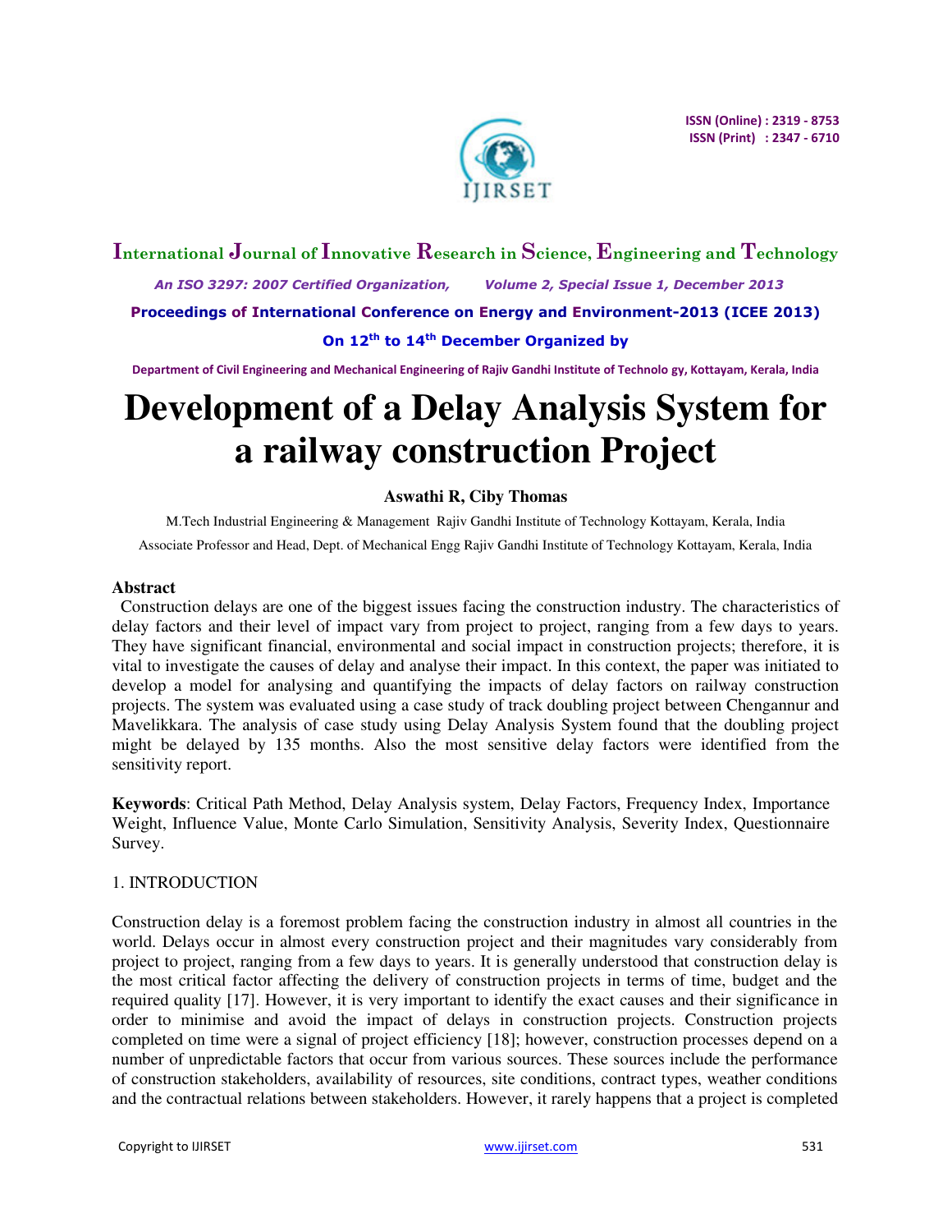# Development of a Delay Analysis System for a railway construction Project

**Aswathi R, Ciby Thomas**

M.Tech Industrial Engineering & Management Rajiv Gandhi Institute of Technology Kottayam, Kerala, India

Associate Professor and Head, Dept. of Mechanical Engg Rajiv Gandhi Institute of Technology Kottayam, Kerala, India

## Abstract

Construction delays are one of the biggest issues facing the construction industry. The characteristics of delay factors and their level of impact vary from project to project, ranging from a few days to years. They have significant financial, environmental and social impact in construction projects; therefore, it is vital to investigate the causes of delay and analyse their impact. In this context, the paper was initiated to develop a model for analysing and quantifying the impacts of delay factors on railway construction projects. The system was evaluated using a case study of track doubling project between Chengannur and Mavelikkara. The analysis of case study using Delay Analysis System found that the doubling project might be delayed by 135 months. Also the most sensitive delay factors were identified from the sensitivity report.

**Keywords**: Critical Path Method, Delay Analysis system, Delay Factors, Frequency Index, Importance Weight, Influence Value, Monte Carlo Simulation, Sensitivity Analysis, Severity Index, Questionnaire Survey.

## 1. INTRODUCTION

Construction delay is a foremost problem facing the construction industry in almost all countries in the world. Delays occur in almost every construction project and their magnitudes vary considerably from project to project, ranging from a few days to years. It is generally understood that construction delay is the most critical factor affecting the delivery of construction projects in terms of time, budget and the required quality [17]. However, it is very important to identify the exact causes and their significance in order to minimise and avoid the impact of delays in construction projects. Construction projects completed on time were a signal of project efficiency [18]; however, construction processes depend on a number of unpredictable factors that occur from various sources. These sources include the performance of construction stakeholders, availability of resources, site conditions, contract types, weather conditions and the contractual relations between stakeholders. However, it rarely happens that a project is completed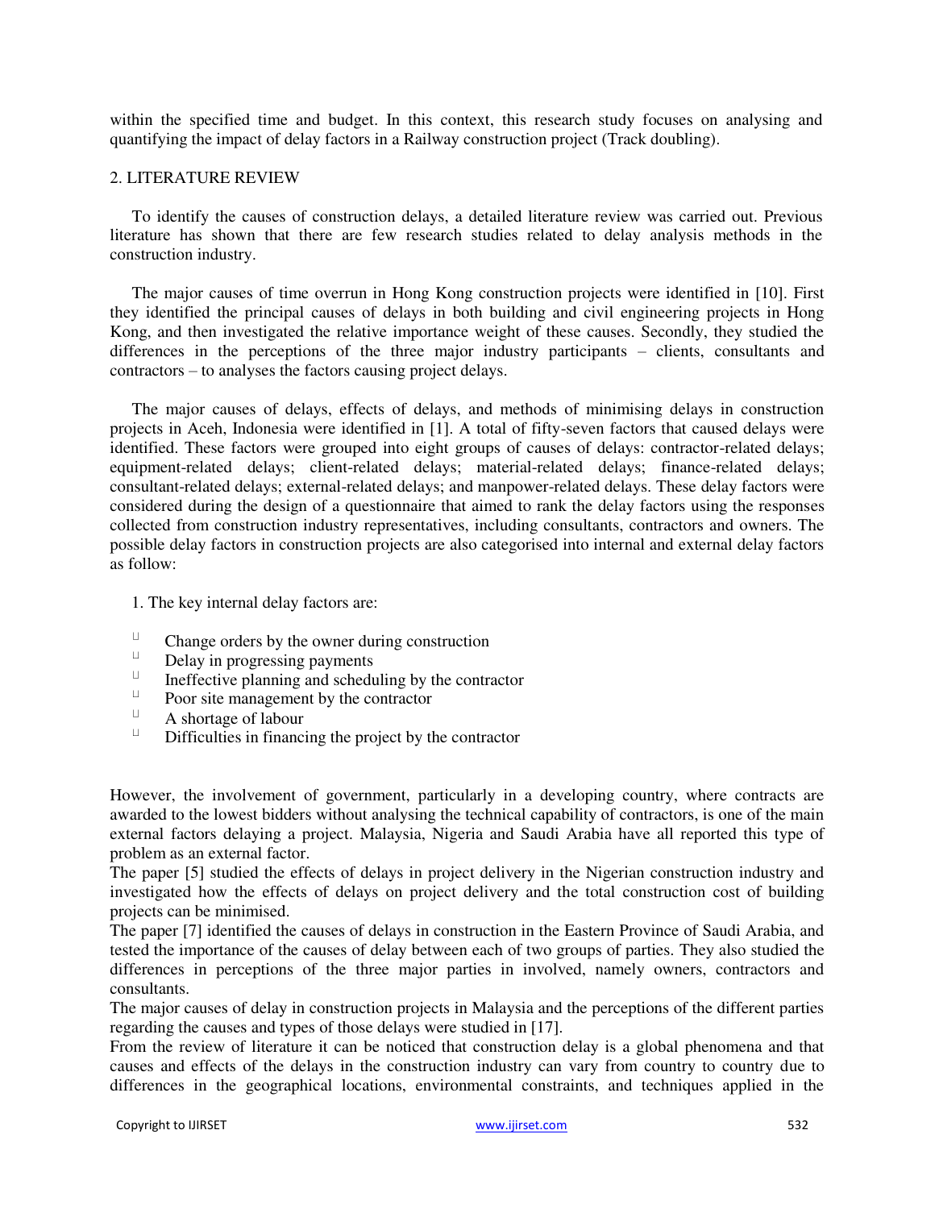within the specified time and budget. In this context, this research study focuses on analysing and quantifying the impact of delay factors in a Railway construction project (Track doubling).

## 2. LITERATURE REVIEW

To identify the causes of construction delays, a detailed literature review was carried out. Previous literature has shown that there are few research studies related to delay analysis methods in the construction industry.

The major causes of time overrun in Hong Kong construction projects were identified in [10]. First they identified the principal causes of delays in both building and civil engineering projects in Hong Kong, and then investigated the relative importance weight of these causes. Secondly, they studied the differences in the perceptions of the three major industry participants – clients, consultants and contractors – to analyses the factors causing project delays.

The major causes of delays, effects of delays, and methods of minimising delays in construction projects in Aceh, Indonesia were identified in [1]. A total of fifty-seven factors that caused delays were identified. These factors were grouped into eight groups of causes of delays: contractor-related delays; equipment-related delays; client-related delays; material-related delays; finance-related delays; consultant-related delays; external-related delays; and manpower-related delays. These delay factors were considered during the design of a questionnaire that aimed to rank the delay factors using the responses collected from construction industry representatives, including consultants, contractors and owners. The possible delay factors in construction projects are also categorised into internal and external delay factors as follow:

1. The key internal delay factors are:

- Change orders by the owner during construction
- Delay in progressing payments
- Ineffective planning and scheduling by the contractor
- Poor site management by the contractor
- A shortage of labour
- Difficulties in financing the project by the contractor

However, the involvement of government, particularly in a developing country, where contracts are awarded to the lowest bidders without analysing the technical capability of contractors, is one of the main external factors delaying a project. Malaysia, Nigeria and Saudi Arabia have all reported this type of problem as an external factor.

The paper [5] studied the effects of delays in project delivery in the Nigerian construction industry and investigated how the effects of delays on project delivery and the total construction cost of building projects can be minimised.

The paper [7] identified the causes of delays in construction in the Eastern Province of Saudi Arabia, and tested the importance of the causes of delay between each of two groups of parties. They also studied the differences in perceptions of the three major parties in involved, namely owners, contractors and consultants.

The major causes of delay in construction projects in Malaysia and the perceptions of the different parties regarding the causes and types of those delays were studied in [17].

From the review of literature it can be noticed that construction delay is a global phenomena and that causes and effects of the delays in the construction industry can vary from country to country due to differences in the geographical locations, environmental constraints, and techniques applied in the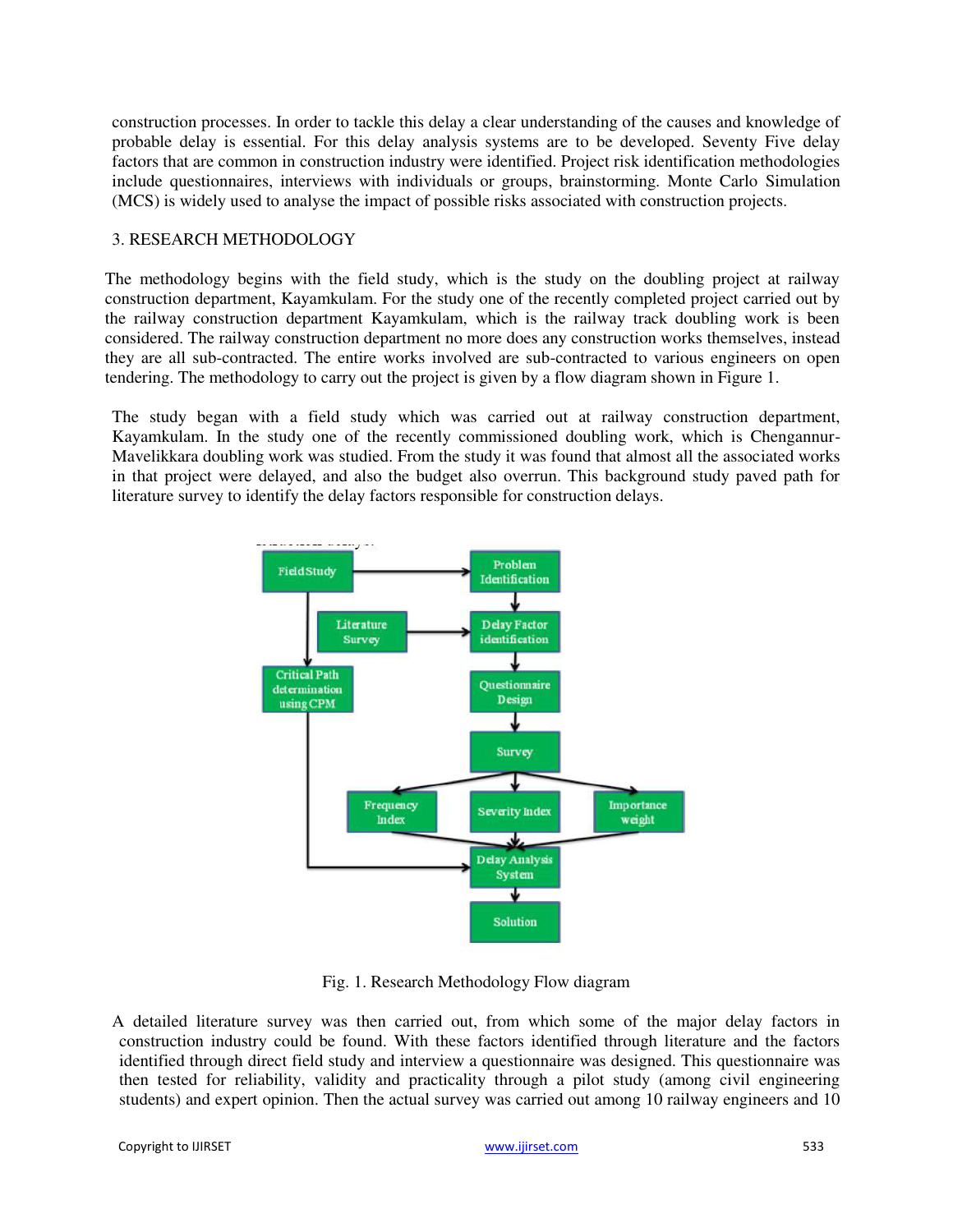construction processes. In order to tackle this delay a clear understanding of the causes and knowledge of probable delay is essential. For this delay analysis systems are to be developed. Seventy Five delay factors that are common in construction industry were identified. Project risk identification methodologies include questionnaires, interviews with individuals or groups, brainstorming. Monte Carlo Simulation (MCS) is widely used to analyse the impact of possible risks associated with construction projects.

## 3. RESEARCH METHODOLOGY

The methodology begins with the field study, which is the study on the doubling project at railway construction department, Kayamkulam. For the study one of the recently completed project carried out by the railway construction department Kayamkulam, which is the railway track doubling work is been considered. The railway construction department no more does any construction works themselves, instead they are all sub-contracted. The entire works involved are sub-contracted to various engineers on open tendering. The methodology to carry out the project is given by a flow diagram shown in Figure 1.

The study began with a field study which was carried out at railway construction department, Kayamkulam. In the study one of the recently commissioned doubling work, which is Chengannur-Mavelikkara doubling work was studied. From the study it was found that almost all the associated works in that project were delayed, and also the budget also overrun. This background study paved path for literature survey to identify the delay factors responsible for construction delays.

Fig. 1. Research Methodology Flow diagram

A detailed literature survey was then carried out, from which some of the major delay factors in construction industry could be found. With these factors identified through literature and the factors identified through direct field study and interview a questionnaire was designed. This questionnaire was then tested for reliability, validity and practicality through a pilot study (among civil engineering students) and expert opinion. Then the actual survey was carried out among 10 railway engineers and 10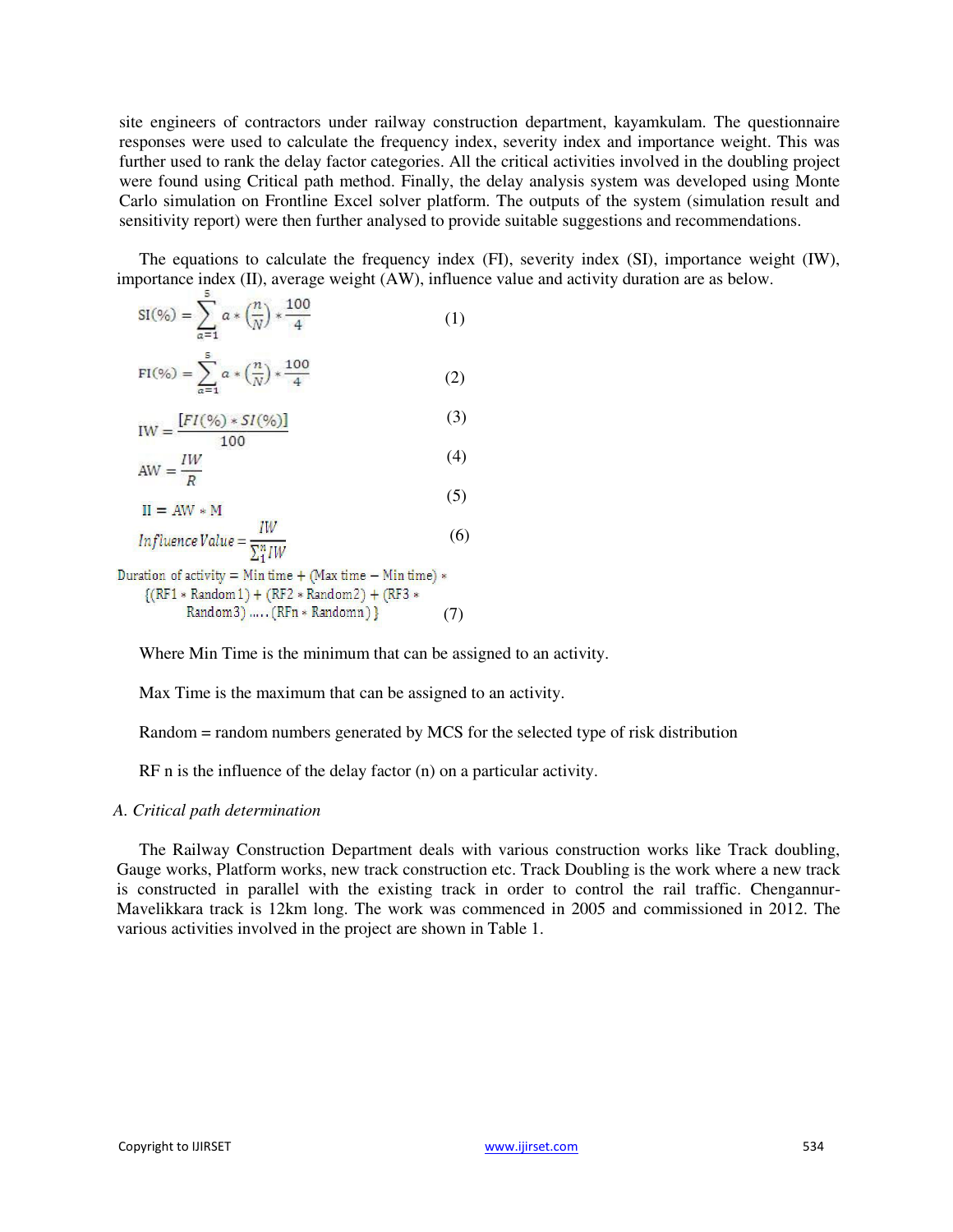site engineers of contractors under railway construction department, kayamkulam. The questionnaire responses were used to calculate the frequency index, severity index and importance weight. This was further used to rank the delay factor categories. All the critical activities involved in the doubling project were found using Critical path method. Finally, the delay analysis system was developed using Monte Carlo simulation on Frontline Excel solver platform. The outputs of the system (simulation result and sensitivity report) were then further analysed to provide suitable suggestions and recommendations.

The equations to calculate the frequency index (FI), severity index (SI), importance weight (IW), importance index (II), average weight (AW), influence value and activity duration are as below.

$$\mathrm{SI}(\%) = \sum_{a=1}^{5} a * \left(\frac{n}{N}\right) * \frac{100}{4} \quad (1)$$

$$\mathrm{FI}(\%) = \sum_{a=1}^{5} a * \left(\frac{n}{N}\right) * \frac{100}{4} \quad (2)$$

$$\mathrm{IW} = \frac{[FI(\%) * SI(\%)]}{100} \quad (3)$$

$$\mathrm{AW} = \frac{IW}{R} \quad (4)$$

$$\mathrm{II} = \mathrm{AW} * \mathrm{M} \quad (5)$$

$$Influence\ Value = \frac{IW}{\sum_{1}^{n} IW} \quad (6)$$

$$\text{Duration of activity} = \text{Min time} + (\text{Max time} - \text{Min time}) * \{(\text{RF1} * \text{Random1}) + (\text{RF2} * \text{Random2}) + (\text{RF3} * \text{Random3}) \ldots\ldots (\text{RFn} * \text{Randomn})\} \quad (7)$$

Where Min Time is the minimum that can be assigned to an activity.

Max Time is the maximum that can be assigned to an activity.

Random = random numbers generated by MCS for the selected type of risk distribution

RF n is the influence of the delay factor (n) on a particular activity.

*A. Critical path determination*

The Railway Construction Department deals with various construction works like Track doubling, Gauge works, Platform works, new track construction etc. Track Doubling is the work where a new track is constructed in parallel with the existing track in order to control the rail traffic. Chengannur-Mavelikkara track is 12km long. The work was commenced in 2005 and commissioned in 2012. The various activities involved in the project are shown in Table 1.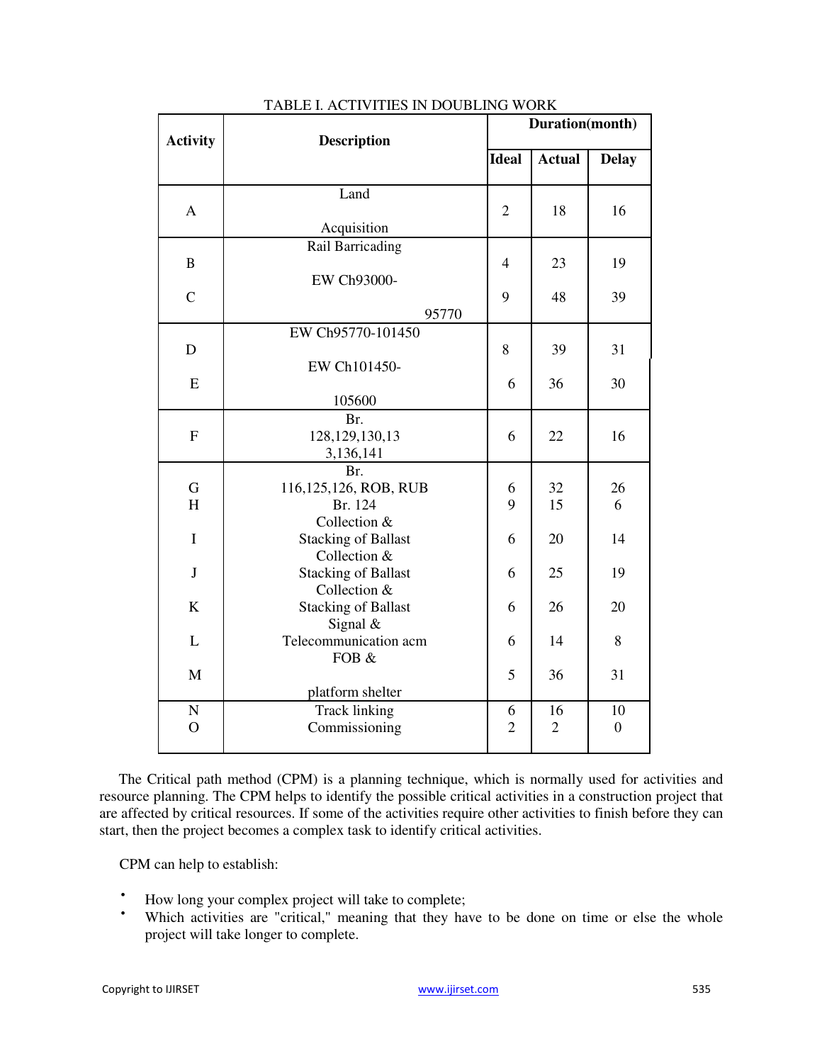TABLE I. ACTIVITIES IN DOUBLING WORK

| Activity | Description | Duration(month) | | |
|---|---|---|---|---|
| | | Ideal | Actual | Delay |
| A | Land Acquisition | 2 | 18 | 16 |
| B | Rail Barricading | 4 | 23 | 19 |
| C | EW Ch93000-95770 | 9 | 48 | 39 |
| D | EW Ch95770-101450 | 8 | 39 | 31 |
| E | EW Ch101450-105600 | 6 | 36 | 30 |
| F | Br. 128,129,130,133,136,141 | 6 | 22 | 16 |
| G | Br. 116,125,126, ROB, RUB | 6 | 32 | 26 |
| H | Br. 124 | 9 | 15 | 6 |
| I | Collection & Stacking of Ballast | 6 | 20 | 14 |
| J | Collection & Stacking of Ballast | 6 | 25 | 19 |
| K | Collection & Stacking of Ballast | 6 | 26 | 20 |
| L | Signal & Telecommunication acm | 6 | 14 | 8 |
| M | FOB & platform shelter | 5 | 36 | 31 |
| N | Track linking | 6 | 16 | 10 |
| O | Commissioning | 2 | 2 | 0 |

The Critical path method (CPM) is a planning technique, which is normally used for activities and resource planning. The CPM helps to identify the possible critical activities in a construction project that are affected by critical resources. If some of the activities require other activities to finish before they can start, then the project becomes a complex task to identify critical activities.

CPM can help to establish:

- How long your complex project will take to complete;
- Which activities are "critical," meaning that they have to be done on time or else the whole project will take longer to complete.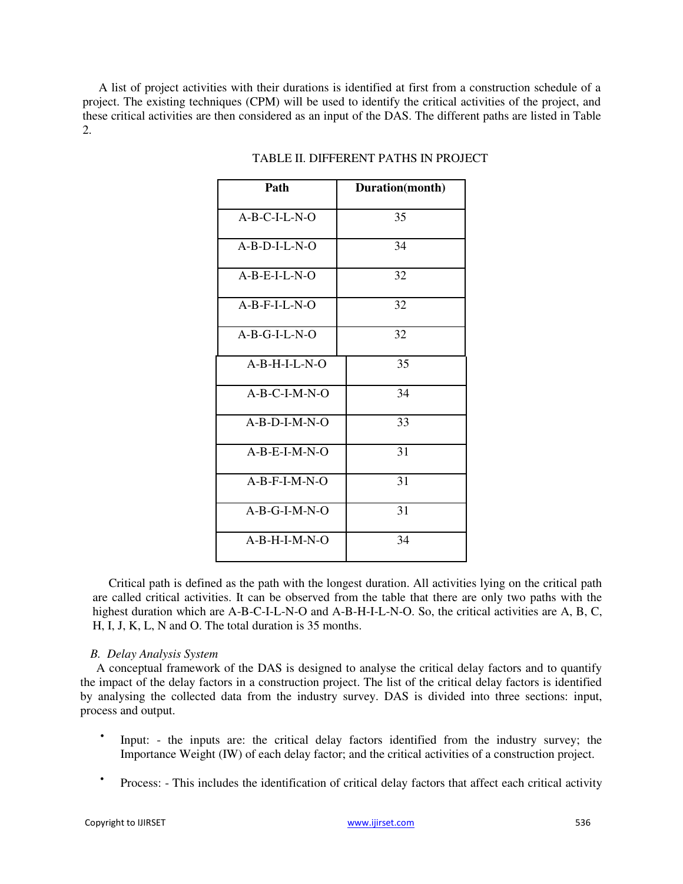A list of project activities with their durations is identified at first from a construction schedule of a project. The existing techniques (CPM) will be used to identify the critical activities of the project, and these critical activities are then considered as an input of the DAS. The different paths are listed in Table 2.

TABLE II. DIFFERENT PATHS IN PROJECT

| Path | Duration(month) |
| --- | --- |
| A-B-C-I-L-N-O | 35 |
| A-B-D-I-L-N-O | 34 |
| A-B-E-I-L-N-O | 32 |
| A-B-F-I-L-N-O | 32 |
| A-B-G-I-L-N-O | 32 |
| A-B-H-I-L-N-O | 35 |
| A-B-C-I-M-N-O | 34 |
| A-B-D-I-M-N-O | 33 |
| A-B-E-I-M-N-O | 31 |
| A-B-F-I-M-N-O | 31 |
| A-B-G-I-M-N-O | 31 |
| A-B-H-I-M-N-O | 34 |

Critical path is defined as the path with the longest duration. All activities lying on the critical path are called critical activities. It can be observed from the table that there are only two paths with the highest duration which are A-B-C-I-L-N-O and A-B-H-I-L-N-O. So, the critical activities are A, B, C, H, I, J, K, L, N and O. The total duration is 35 months.

### *B. Delay Analysis System*

A conceptual framework of the DAS is designed to analyse the critical delay factors and to quantify the impact of the delay factors in a construction project. The list of the critical delay factors is identified by analysing the collected data from the industry survey. DAS is divided into three sections: input, process and output.

- Input: - the inputs are: the critical delay factors identified from the industry survey; the Importance Weight (IW) of each delay factor; and the critical activities of a construction project.
- Process: - This includes the identification of critical delay factors that affect each critical activity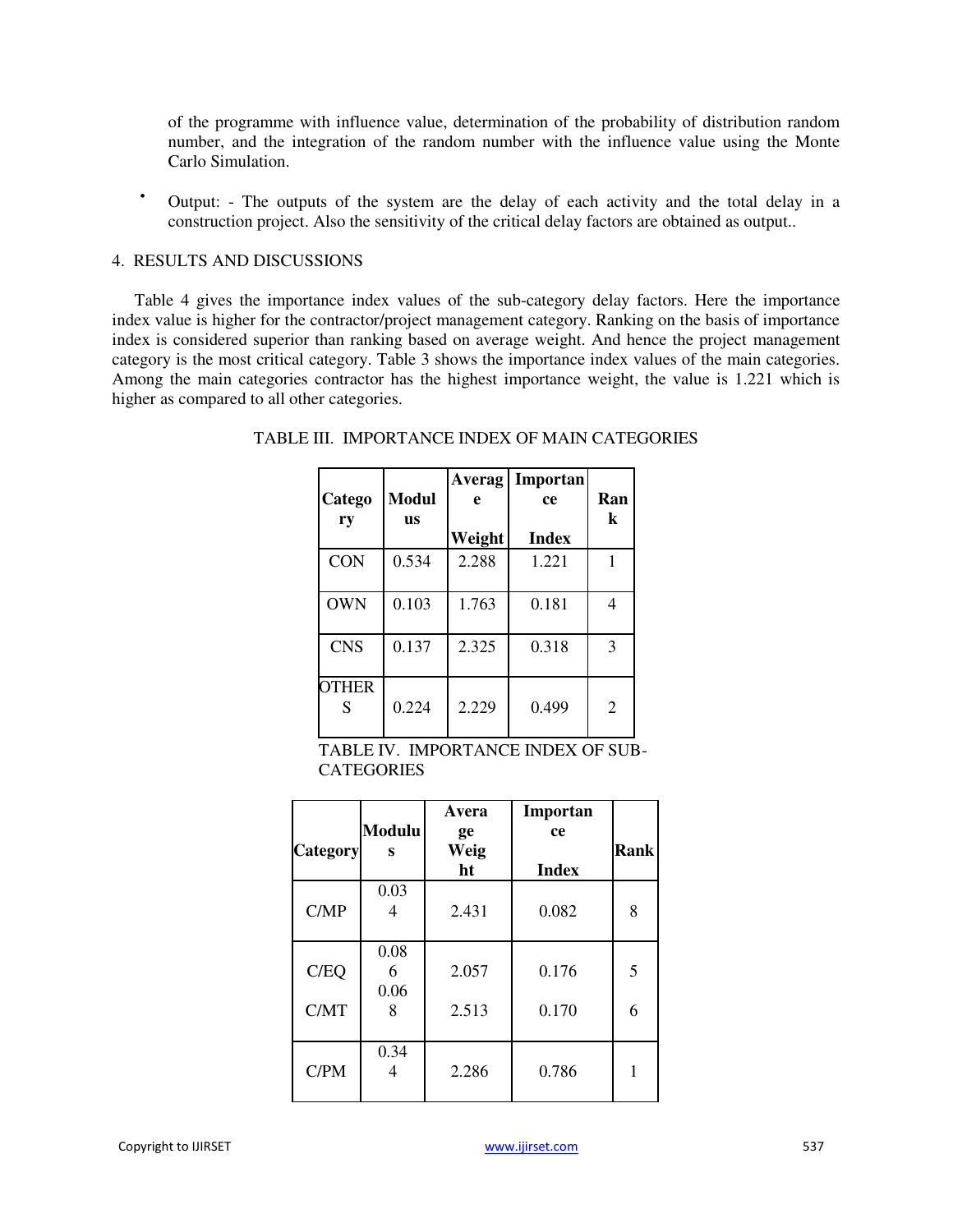of the programme with influence value, determination of the probability of distribution random number, and the integration of the random number with the influence value using the Monte Carlo Simulation.

- Output: - The outputs of the system are the delay of each activity and the total delay in a construction project. Also the sensitivity of the critical delay factors are obtained as output..

## 4. RESULTS AND DISCUSSIONS

Table 4 gives the importance index values of the sub-category delay factors. Here the importance index value is higher for the contractor/project management category. Ranking on the basis of importance index is considered superior than ranking based on average weight. And hence the project management category is the most critical category. Table 3 shows the importance index values of the main categories. Among the main categories contractor has the highest importance weight, the value is 1.221 which is higher as compared to all other categories.

TABLE III. IMPORTANCE INDEX OF MAIN CATEGORIES

| Category | Modulus | Average Weight | Importance Index | Rank |
|---|---|---|---|---|
| CON | 0.534 | 2.288 | 1.221 | 1 |
| OWN | 0.103 | 1.763 | 0.181 | 4 |
| CNS | 0.137 | 2.325 | 0.318 | 3 |
| OTHERS | 0.224 | 2.229 | 0.499 | 2 |

TABLE IV. IMPORTANCE INDEX OF SUB-CATEGORIES

| Category | Modulus | Average Weight | Importance Index | Rank |
|---|---|---|---|---|
| C/MP | 0.034 | 2.431 | 0.082 | 8 |
| C/EQ | 0.086 | 2.057 | 0.176 | 5 |
| C/MT | 0.068 | 2.513 | 0.170 | 6 |
| C/PM | 0.344 | 2.286 | 0.786 | 1 |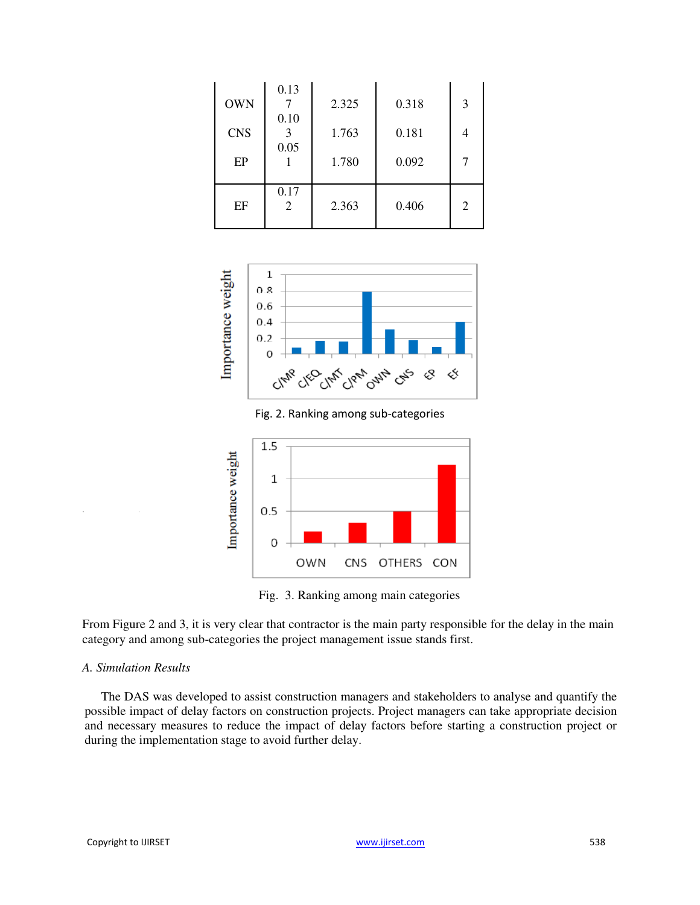| OWN | 0.137 | 2.325 | 0.318 | 3 |
|---|---|---|---|---|
| CNS | 0.103 | 1.763 | 0.181 | 4 |
| EP | 0.051 | 1.780 | 0.092 | 7 |
| EF | 0.172 | 2.363 | 0.406 | 2 |

Fig. 2. Ranking among sub-categories

Fig. 3. Ranking among main categories

From Figure 2 and 3, it is very clear that contractor is the main party responsible for the delay in the main category and among sub-categories the project management issue stands first.

### *A. Simulation Results*

The DAS was developed to assist construction managers and stakeholders to analyse and quantify the possible impact of delay factors on construction projects. Project managers can take appropriate decision and necessary measures to reduce the impact of delay factors before starting a construction project or during the implementation stage to avoid further delay.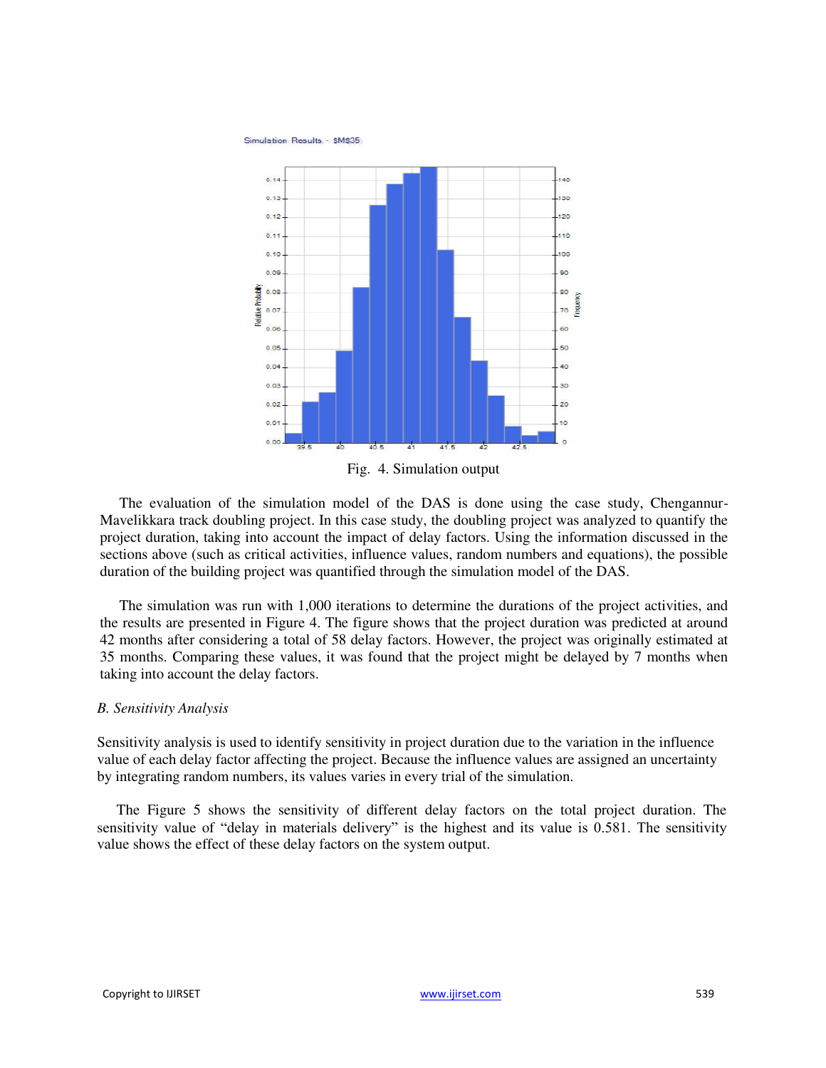Fig. 4. Simulation output

The evaluation of the simulation model of the DAS is done using the case study, Chengannur-Mavelikkara track doubling project. In this case study, the doubling project was analyzed to quantify the project duration, taking into account the impact of delay factors. Using the information discussed in the sections above (such as critical activities, influence values, random numbers and equations), the possible duration of the building project was quantified through the simulation model of the DAS.

The simulation was run with 1,000 iterations to determine the durations of the project activities, and the results are presented in Figure 4. The figure shows that the project duration was predicted at around 42 months after considering a total of 58 delay factors. However, the project was originally estimated at 35 months. Comparing these values, it was found that the project might be delayed by 7 months when taking into account the delay factors.

### *B. Sensitivity Analysis*

Sensitivity analysis is used to identify sensitivity in project duration due to the variation in the influence value of each delay factor affecting the project. Because the influence values are assigned an uncertainty by integrating random numbers, its values varies in every trial of the simulation.

The Figure 5 shows the sensitivity of different delay factors on the total project duration. The sensitivity value of "delay in materials delivery" is the highest and its value is 0.581. The sensitivity value shows the effect of these delay factors on the system output.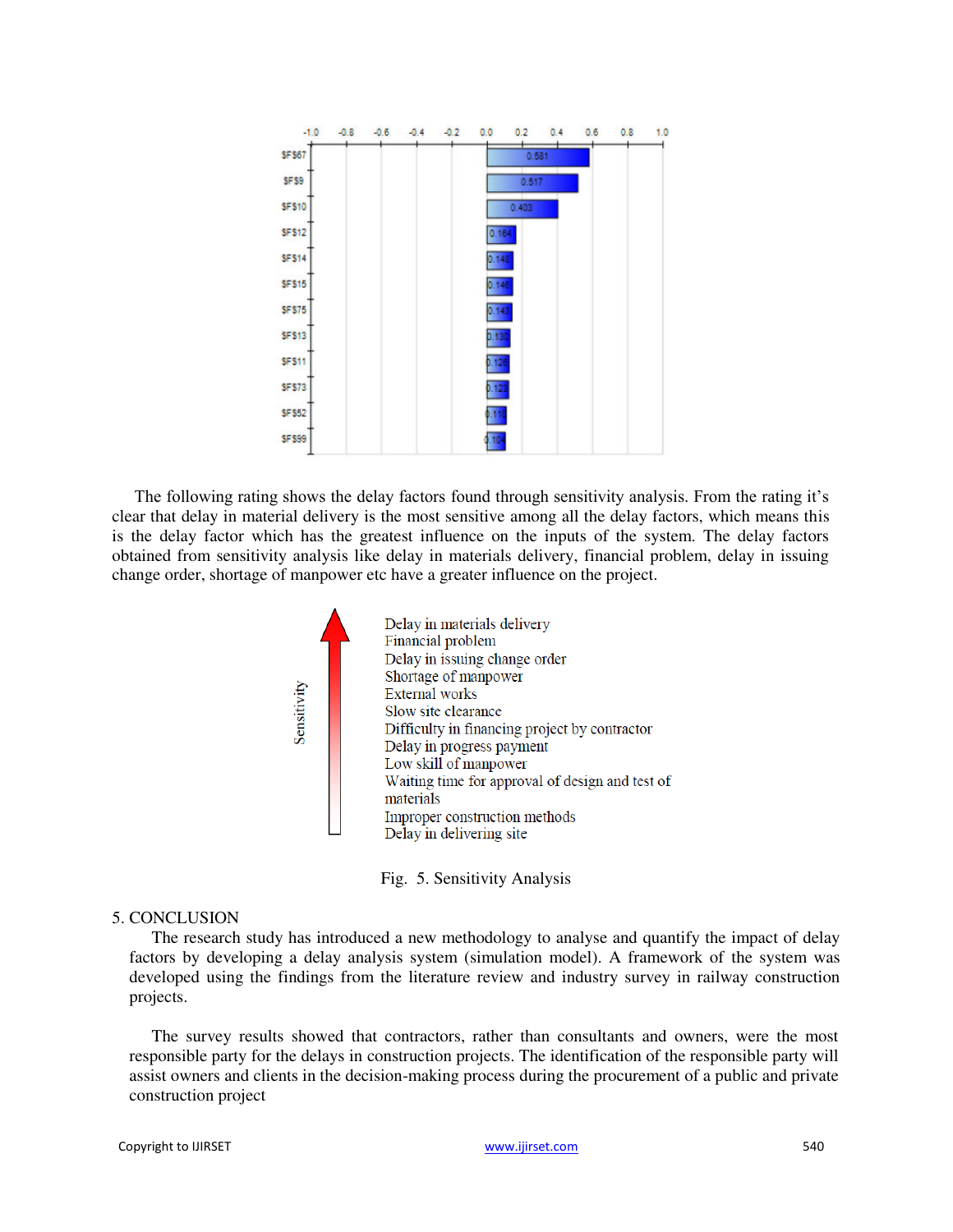The following rating shows the delay factors found through sensitivity analysis. From the rating it's clear that delay in material delivery is the most sensitive among all the delay factors, which means this is the delay factor which has the greatest influence on the inputs of the system. The delay factors obtained from sensitivity analysis like delay in materials delivery, financial problem, delay in issuing change order, shortage of manpower etc have a greater influence on the project.

Fig. 5. Sensitivity Analysis

## 5. CONCLUSION

The research study has introduced a new methodology to analyse and quantify the impact of delay factors by developing a delay analysis system (simulation model). A framework of the system was developed using the findings from the literature review and industry survey in railway construction projects.

The survey results showed that contractors, rather than consultants and owners, were the most responsible party for the delays in construction projects. The identification of the responsible party will assist owners and clients in the decision-making process during the procurement of a public and private construction project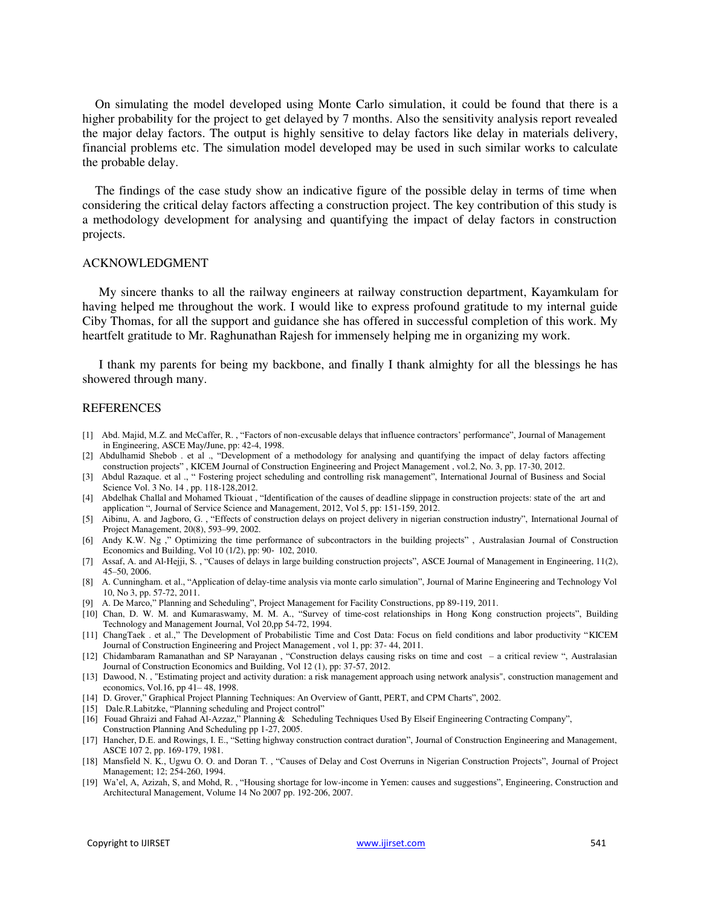On simulating the model developed using Monte Carlo simulation, it could be found that there is a higher probability for the project to get delayed by 7 months. Also the sensitivity analysis report revealed the major delay factors. The output is highly sensitive to delay factors like delay in materials delivery, financial problems etc. The simulation model developed may be used in such similar works to calculate the probable delay.

The findings of the case study show an indicative figure of the possible delay in terms of time when considering the critical delay factors affecting a construction project. The key contribution of this study is a methodology development for analysing and quantifying the impact of delay factors in construction projects.

## ACKNOWLEDGMENT

My sincere thanks to all the railway engineers at railway construction department, Kayamkulam for having helped me throughout the work. I would like to express profound gratitude to my internal guide Ciby Thomas, for all the support and guidance she has offered in successful completion of this work. My heartfelt gratitude to Mr. Raghunathan Rajesh for immensely helping me in organizing my work.

I thank my parents for being my backbone, and finally I thank almighty for all the blessings he has showered through many.

## REFERENCES

[1] Abd. Majid, M.Z. and McCaffer, R. , "Factors of non-excusable delays that influence contractors' performance", Journal of Management in Engineering, ASCE May/June, pp: 42-4, 1998.

[2] Abdulhamid Shebob . et al ., "Development of a methodology for analysing and quantifying the impact of delay factors affecting construction projects" , KICEM Journal of Construction Engineering and Project Management , vol.2, No. 3, pp. 17-30, 2012.

[3] Abdul Razaque. et al ., " Fostering project scheduling and controlling risk management", International Journal of Business and Social Science Vol. 3 No. 14 , pp. 118-128,2012.

[4] Abdelhak Challal and Mohamed Tkiouat , "Identification of the causes of deadline slippage in construction projects: state of the art and application ", Journal of Service Science and Management, 2012, Vol 5, pp: 151-159, 2012.

[5] Aibinu, A. and Jagboro, G. , "Effects of construction delays on project delivery in nigerian construction industry", International Journal of Project Management, 20(8), 593–99, 2002.

[6] Andy K.W. Ng ," Optimizing the time performance of subcontractors in the building projects" , Australasian Journal of Construction Economics and Building, Vol 10 (1/2), pp: 90- 102, 2010.

[7] Assaf, A. and Al-Hejji, S. , "Causes of delays in large building construction projects", ASCE Journal of Management in Engineering, 11(2), 45–50, 2006.

[8] A. Cunningham. et al., "Application of delay-time analysis via monte carlo simulation", Journal of Marine Engineering and Technology Vol 10, No 3, pp. 57-72, 2011.

[9] A. De Marco," Planning and Scheduling", Project Management for Facility Constructions, pp 89-119, 2011.

[10] Chan, D. W. M. and Kumaraswamy, M. M. A., "Survey of time-cost relationships in Hong Kong construction projects", Building Technology and Management Journal, Vol 20,pp 54-72, 1994.

[11] ChangTaek . et al.," The Development of Probabilistic Time and Cost Data: Focus on field conditions and labor productivity "KICEM Journal of Construction Engineering and Project Management , vol 1, pp: 37- 44, 2011.

[12] Chidambaram Ramanathan and SP Narayanan , "Construction delays causing risks on time and cost – a critical review ", Australasian Journal of Construction Economics and Building, Vol 12 (1), pp: 37-57, 2012.

[13] Dawood, N. , "Estimating project and activity duration: a risk management approach using network analysis", construction management and economics, Vol.16, pp 41– 48, 1998.

[14] D. Grover," Graphical Project Planning Techniques: An Overview of Gantt, PERT, and CPM Charts", 2002.

[15] Dale.R.Labitzke, "Planning scheduling and Project control"

[16] Fouad Ghraizi and Fahad Al-Azzaz," Planning & Scheduling Techniques Used By Elseif Engineering Contracting Company", Construction Planning And Scheduling pp 1-27, 2005.

[17] Hancher, D.E. and Rowings, I. E., "Setting highway construction contract duration", Journal of Construction Engineering and Management, ASCE 107 2, pp. 169-179, 1981.

[18] Mansfield N. K., Ugwu O. O. and Doran T. , "Causes of Delay and Cost Overruns in Nigerian Construction Projects", Journal of Project Management; 12; 254-260, 1994.

[19] Wa'el, A, Azizah, S, and Mohd, R. , "Housing shortage for low-income in Yemen: causes and suggestions", Engineering, Construction and Architectural Management, Volume 14 No 2007 pp. 192-206, 2007.